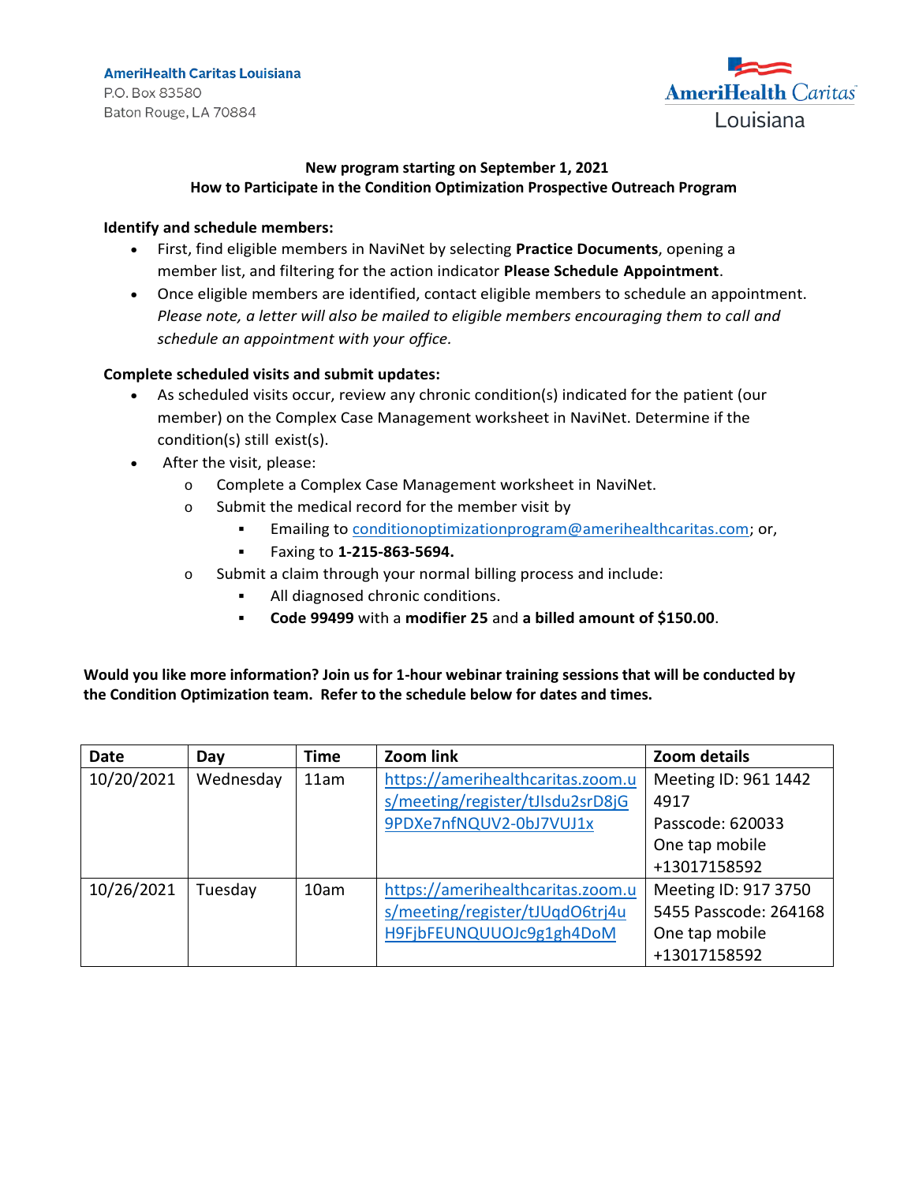**AmeriHealth Caritas Louisiana**
P.O. Box 83580
Baton Rouge, LA 70884

AmeriHealth Caritas Louisiana

**New program starting on September 1, 2021**
**How to Participate in the Condition Optimization Prospective Outreach Program**

**Identify and schedule members:**

- First, find eligible members in NaviNet by selecting **Practice Documents**, opening a member list, and filtering for the action indicator **Please Schedule Appointment**.
- Once eligible members are identified, contact eligible members to schedule an appointment. *Please note, a letter will also be mailed to eligible members encouraging them to call and schedule an appointment with your office.*

**Complete scheduled visits and submit updates:**

- As scheduled visits occur, review any chronic condition(s) indicated for the patient (our member) on the Complex Case Management worksheet in NaviNet. Determine if the condition(s) still exist(s).
- After the visit, please:
  - Complete a Complex Case Management worksheet in NaviNet.
  - Submit the medical record for the member visit by
    - Emailing to conditionoptimizationprogram@amerihealthcaritas.com; or,
    - Faxing to **1-215-863-5694.**
  - Submit a claim through your normal billing process and include:
    - All diagnosed chronic conditions.
    - **Code 99499** with a **modifier 25** and **a billed amount of $150.00**.

**Would you like more information? Join us for 1-hour webinar training sessions that will be conducted by the Condition Optimization team. Refer to the schedule below for dates and times.**

| Date | Day | Time | Zoom link | Zoom details |
|---|---|---|---|---|
| 10/20/2021 | Wednesday | 11am | https://amerihealthcaritas.zoom.us/meeting/register/tJIsdu2srD8jG9PDXe7nfNQUV2-0bJ7VUJ1x | Meeting ID: 961 1442 4917 Passcode: 620033 One tap mobile +13017158592 |
| 10/26/2021 | Tuesday | 10am | https://amerihealthcaritas.zoom.us/meeting/register/tJUqdO6trj4uH9FjbFEUNQUUOJc9g1gh4DoM | Meeting ID: 917 3750 5455 Passcode: 264168 One tap mobile +13017158592 |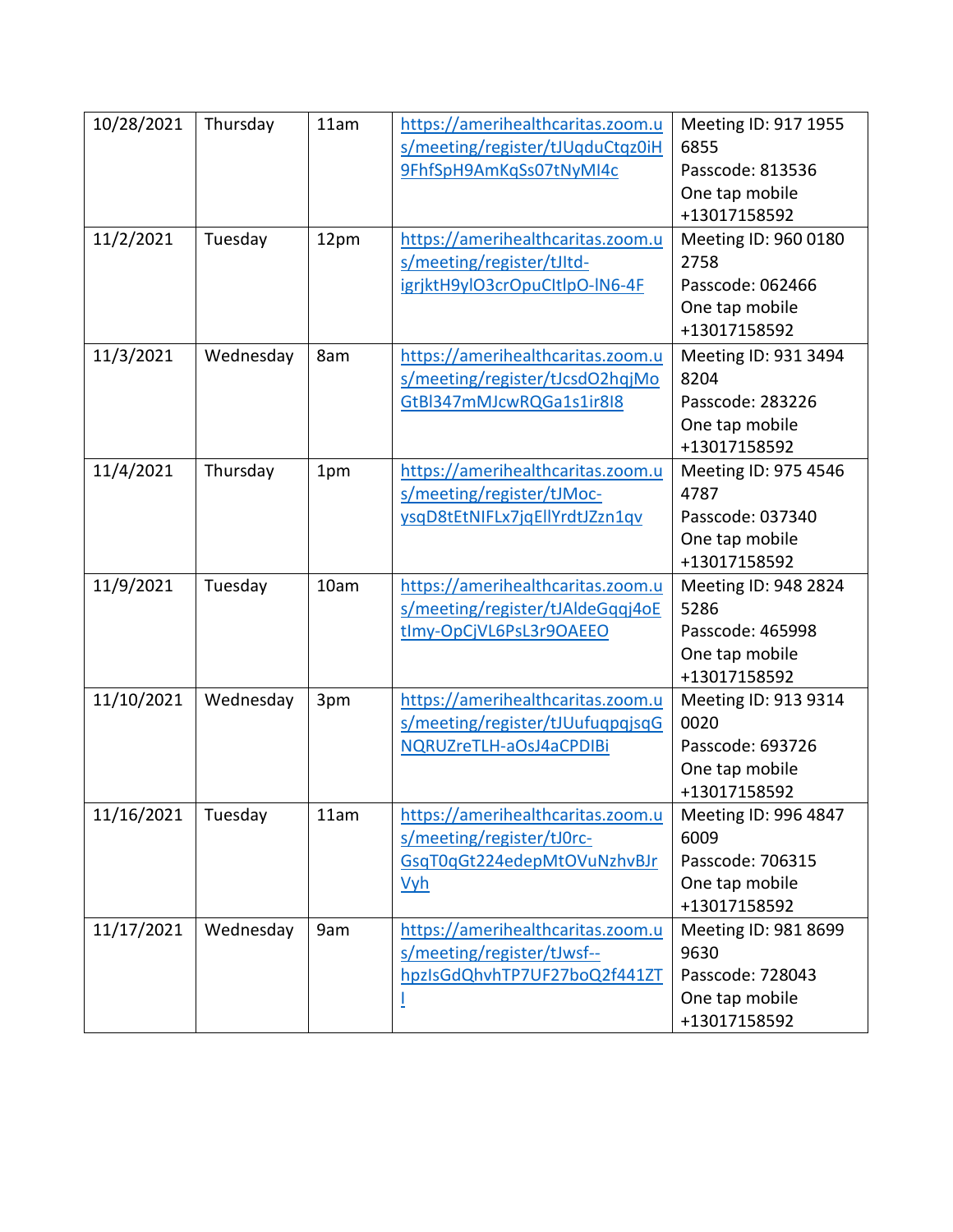| 10/28/2021 | Thursday | 11am | https://amerihealthcaritas.zoom.us/meeting/register/tJUqduCtqz0iH9FhfSpH9AmKqSs07tNyMI4c | Meeting ID: 917 1955 6855<br>Passcode: 813536<br>One tap mobile +13017158592 |
|---|---|---|---|---|
| 11/2/2021 | Tuesday | 12pm | https://amerihealthcaritas.zoom.us/meeting/register/tJItd-igrjktH9yIO3crOpuCItlpO-lN6-4F | Meeting ID: 960 0180 2758<br>Passcode: 062466<br>One tap mobile +13017158592 |
| 11/3/2021 | Wednesday | 8am | https://amerihealthcaritas.zoom.us/meeting/register/tJcsdO2hqjMoGtBl347mMJcwRQGa1s1ir8I8 | Meeting ID: 931 3494 8204<br>Passcode: 283226<br>One tap mobile +13017158592 |
| 11/4/2021 | Thursday | 1pm | https://amerihealthcaritas.zoom.us/meeting/register/tJMoc-ysqD8tEtNIFLx7jqEllYrdtJZzn1qv | Meeting ID: 975 4546 4787<br>Passcode: 037340<br>One tap mobile +13017158592 |
| 11/9/2021 | Tuesday | 10am | https://amerihealthcaritas.zoom.us/meeting/register/tJAldeGqqj4oEtImy-OpCjVL6PsL3r9OAEEO | Meeting ID: 948 2824 5286<br>Passcode: 465998<br>One tap mobile +13017158592 |
| 11/10/2021 | Wednesday | 3pm | https://amerihealthcaritas.zoom.us/meeting/register/tJUufuqpqjsqGNQRUZreTLH-aOsJ4aCPDIBi | Meeting ID: 913 9314 0020<br>Passcode: 693726<br>One tap mobile +13017158592 |
| 11/16/2021 | Tuesday | 11am | https://amerihealthcaritas.zoom.us/meeting/register/tJ0rc-GsqT0qGt224edepMtOVuNzhvBJrVyh | Meeting ID: 996 4847 6009<br>Passcode: 706315<br>One tap mobile +13017158592 |
| 11/17/2021 | Wednesday | 9am | https://amerihealthcaritas.zoom.us/meeting/register/tJwsf--hpzIsGdQhvhTP7UF27boQ2f441ZTI | Meeting ID: 981 8699 9630<br>Passcode: 728043<br>One tap mobile +13017158592 |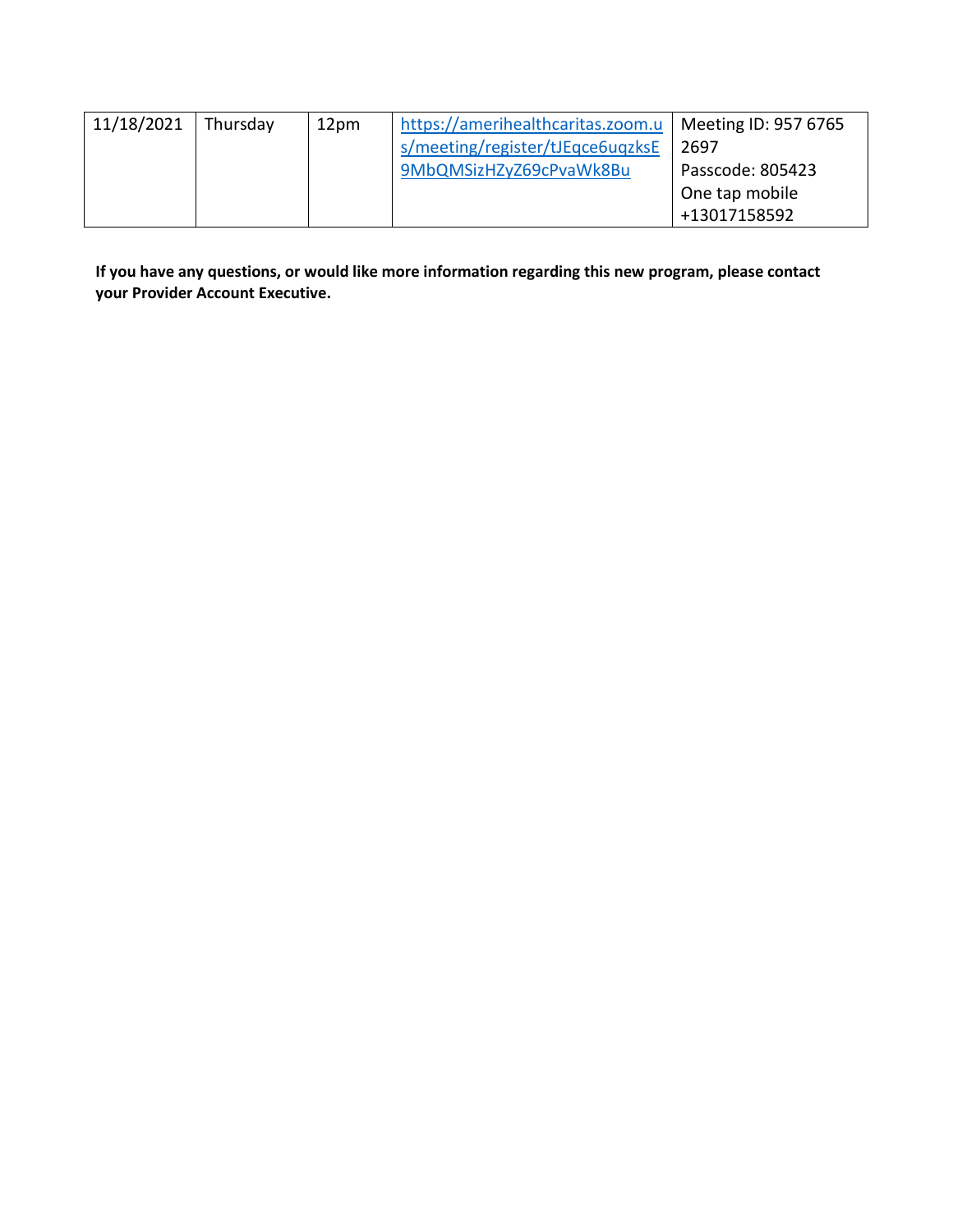| | | | | |
|---|---|---|---|---|
| 11/18/2021 | Thursday | 12pm | https://amerihealthcaritas.zoom.us/meeting/register/tJEqce6uqzksE9MbQMSizHZyZ69cPvaWk8Bu | Meeting ID: 957 6765 2697<br>Passcode: 805423<br>One tap mobile<br>+13017158592 |

**If you have any questions, or would like more information regarding this new program, please contact your Provider Account Executive.**